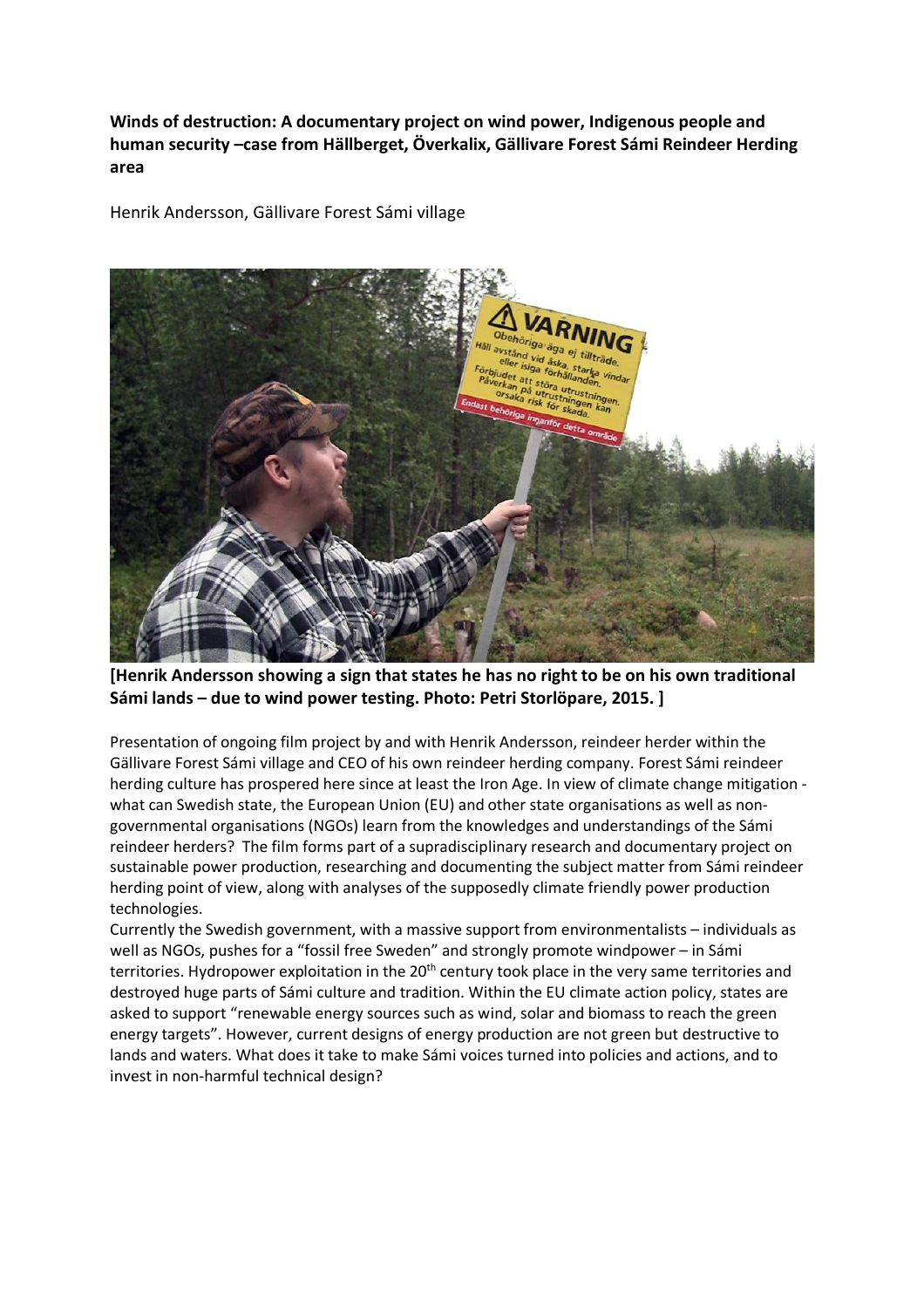**Winds of destruction: A documentary project on wind power, Indigenous people and human security –case from Hällberget, Överkalix, Gällivare Forest Sámi Reindeer Herding area**

Henrik Andersson, Gällivare Forest Sámi village

**[Henrik Andersson showing a sign that states he has no right to be on his own traditional Sámi lands – due to wind power testing. Photo: Petri Storlöpare, 2015. ]**

Presentation of ongoing film project by and with Henrik Andersson, reindeer herder within the Gällivare Forest Sámi village and CEO of his own reindeer herding company. Forest Sámi reindeer herding culture has prospered here since at least the Iron Age. In view of climate change mitigation - what can Swedish state, the European Union (EU) and other state organisations as well as non-governmental organisations (NGOs) learn from the knowledges and understandings of the Sámi reindeer herders? The film forms part of a supradisciplinary research and documentary project on sustainable power production, researching and documenting the subject matter from Sámi reindeer herding point of view, along with analyses of the supposedly climate friendly power production technologies.

Currently the Swedish government, with a massive support from environmentalists – individuals as well as NGOs, pushes for a "fossil free Sweden" and strongly promote windpower – in Sámi territories. Hydropower exploitation in the 20th century took place in the very same territories and destroyed huge parts of Sámi culture and tradition. Within the EU climate action policy, states are asked to support "renewable energy sources such as wind, solar and biomass to reach the green energy targets". However, current designs of energy production are not green but destructive to lands and waters. What does it take to make Sámi voices turned into policies and actions, and to invest in non-harmful technical design?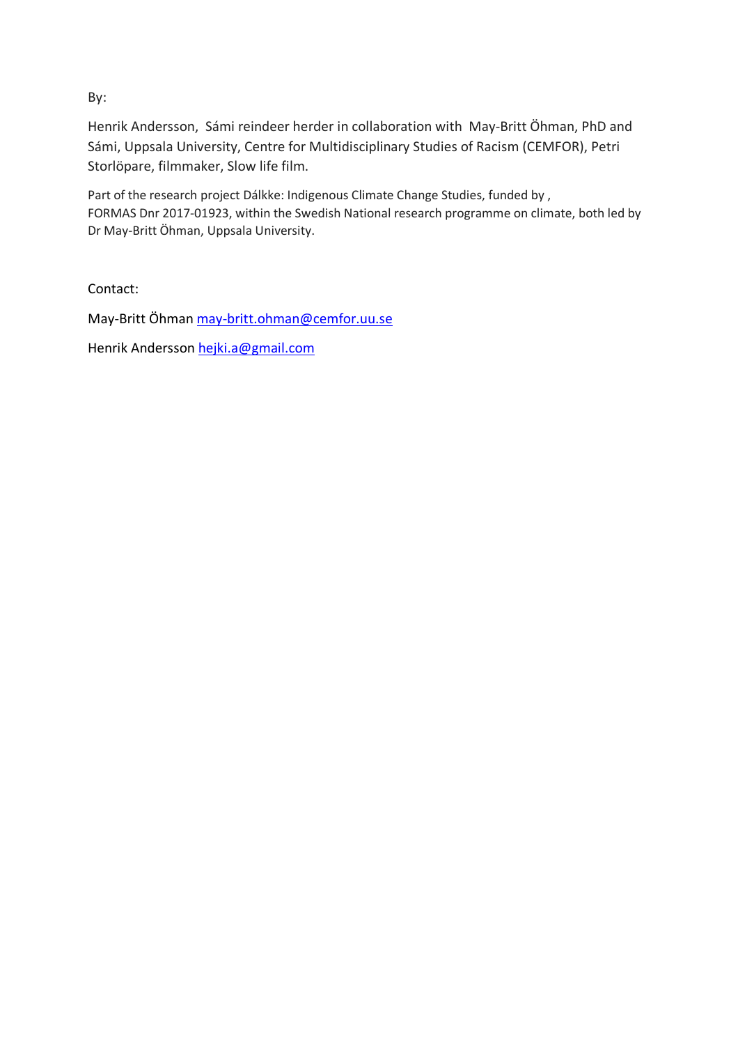By:

Henrik Andersson, Sámi reindeer herder in collaboration with May-Britt Öhman, PhD and Sámi, Uppsala University, Centre for Multidisciplinary Studies of Racism (CEMFOR), Petri Storlöpare, filmmaker, Slow life film.

Part of the research project Dálkke: Indigenous Climate Change Studies, funded by , FORMAS Dnr 2017-01923, within the Swedish National research programme on climate, both led by Dr May-Britt Öhman, Uppsala University.

Contact:

May-Britt Öhman may-britt.ohman@cemfor.uu.se

Henrik Andersson hejki.a@gmail.com